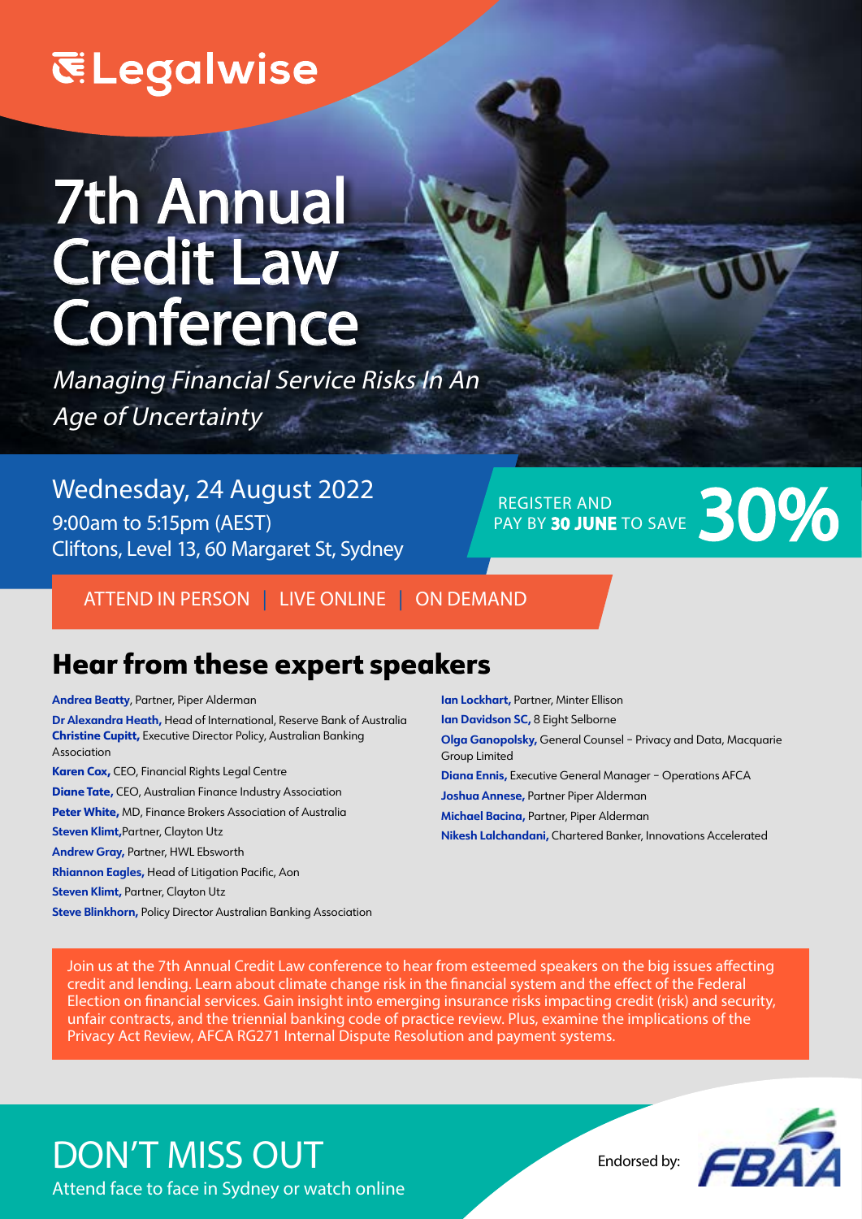Legalwise

# 7th Annual Credit Law Conference

*Managing Financial Service Risks In An Age of Uncertainty*

Wednesday, 24 August 2022
9:00am to 5:15pm (AEST)
Cliftons, Level 13, 60 Margaret St, Sydney

REGISTER AND PAY BY **30 JUNE** TO SAVE **30%**

ATTEND IN PERSON | LIVE ONLINE | ON DEMAND

## Hear from these expert speakers

**Andrea Beatty**, Partner, Piper Alderman

**Dr Alexandra Heath,** Head of International, Reserve Bank of Australia

**Christine Cupitt,** Executive Director Policy, Australian Banking Association

**Karen Cox,** CEO, Financial Rights Legal Centre

**Diane Tate,** CEO, Australian Finance Industry Association

**Peter White,** MD, Finance Brokers Association of Australia

**Steven Klimt,**Partner, Clayton Utz

**Andrew Gray,** Partner, HWL Ebsworth

**Rhiannon Eagles,** Head of Litigation Pacific, Aon

**Steven Klimt,** Partner, Clayton Utz

**Steve Blinkhorn,** Policy Director Australian Banking Association

**Ian Lockhart,** Partner, Minter Ellison

**Ian Davidson SC,** 8 Eight Selborne

**Olga Ganopolsky,** General Counsel – Privacy and Data, Macquarie Group Limited

**Diana Ennis,** Executive General Manager – Operations AFCA

**Joshua Annese,** Partner Piper Alderman

**Michael Bacina,** Partner, Piper Alderman

**Nikesh Lalchandani,** Chartered Banker, Innovations Accelerated

Join us at the 7th Annual Credit Law conference to hear from esteemed speakers on the big issues affecting credit and lending. Learn about climate change risk in the financial system and the effect of the Federal Election on financial services. Gain insight into emerging insurance risks impacting credit (risk) and security, unfair contracts, and the triennial banking code of practice review. Plus, examine the implications of the Privacy Act Review, AFCA RG271 Internal Dispute Resolution and payment systems.

## DON'T MISS OUT

Attend face to face in Sydney or watch online

Endorsed by: FBAA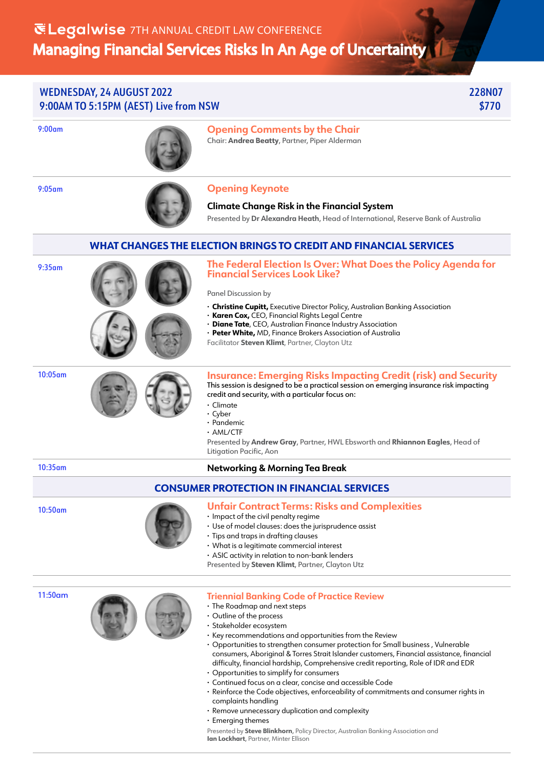# Legalwise 7TH ANNUAL CREDIT LAW CONFERENCE

## Managing Financial Services Risks In An Age of Uncertainty

**WEDNESDAY, 24 AUGUST 2022**
**9:00AM TO 5:15PM (AEST) Live from NSW**

**228N07**
**$770**

---

**9:00am**

### Opening Comments by the Chair

Chair: **Andrea Beatty**, Partner, Piper Alderman

---

**9:05am**

### Opening Keynote

**Climate Change Risk in the Financial System**

Presented by **Dr Alexandra Heath**, Head of International, Reserve Bank of Australia

---

## WHAT CHANGES THE ELECTION BRINGS TO CREDIT AND FINANCIAL SERVICES

**9:35am**

### The Federal Election Is Over: What Does the Policy Agenda for Financial Services Look Like?

Panel Discussion by

- **Christine Cupitt,** Executive Director Policy, Australian Banking Association
- **Karen Cox,** CEO, Financial Rights Legal Centre
- **Diane Tate**, CEO, Australian Finance Industry Association
- **Peter White,** MD, Finance Brokers Association of Australia

Facilitator **Steven Klimt**, Partner, Clayton Utz

---

**10:05am**

### Insurance: Emerging Risks Impacting Credit (risk) and Security

This session is designed to be a practical session on emerging insurance risk impacting credit and security, with a particular focus on:

- Climate
- Cyber
- Pandemic
- AML/CTF

Presented by **Andrew Gray**, Partner, HWL Ebsworth and **Rhiannon Eagles**, Head of Litigation Pacific, Aon

---

**10:35am** **Networking & Morning Tea Break**

---

## CONSUMER PROTECTION IN FINANCIAL SERVICES

**10:50am**

### Unfair Contract Terms: Risks and Complexities

- Impact of the civil penalty regime
- Use of model clauses: does the jurisprudence assist
- Tips and traps in drafting clauses
- What is a legitimate commercial interest
- ASIC activity in relation to non-bank lenders

Presented by **Steven Klimt**, Partner, Clayton Utz

---

**11:50am**

### Triennial Banking Code of Practice Review

- The Roadmap and next steps
- Outline of the process
- Stakeholder ecosystem
- Key recommendations and opportunities from the Review
- Opportunities to strengthen consumer protection for Small business , Vulnerable consumers, Aboriginal & Torres Strait Islander customers, Financial assistance, financial difficulty, financial hardship, Comprehensive credit reporting, Role of IDR and EDR
- Opportunities to simplify for consumers
- Continued focus on a clear, concise and accessible Code
- Reinforce the Code objectives, enforceability of commitments and consumer rights in complaints handling
- Remove unnecessary duplication and complexity
- Emerging themes

Presented by **Steve Blinkhorn**, Policy Director, Australian Banking Association and **Ian Lockhart**, Partner, Minter Ellison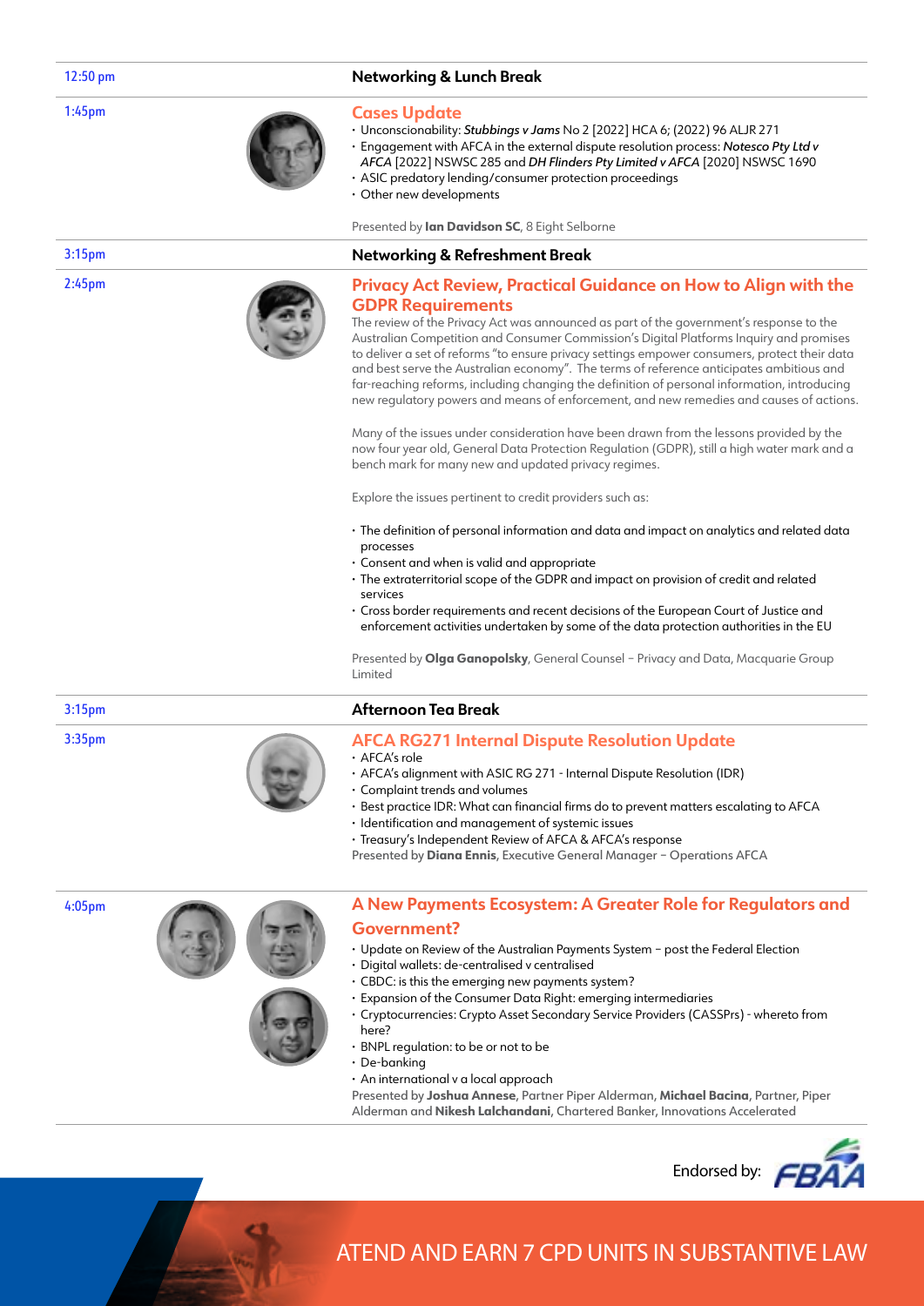**12:50 pm** — **Networking & Lunch Break**

**1:45pm**

## Cases Update

- Unconscionability: ***Stubbings v Jams*** No 2 [2022] HCA 6; (2022) 96 ALJR 271
- Engagement with AFCA in the external dispute resolution process: *Notesco Pty Ltd v AFCA* [2022] NSWSC 285 and ***DH Flinders Pty Limited v AFCA*** [2020] NSWSC 1690
- ASIC predatory lending/consumer protection proceedings
- Other new developments

Presented by **Ian Davidson SC**, 8 Eight Selborne

**3:15pm** — **Networking & Refreshment Break**

**2:45pm**

## Privacy Act Review, Practical Guidance on How to Align with the GDPR Requirements

The review of the Privacy Act was announced as part of the government's response to the Australian Competition and Consumer Commission's Digital Platforms Inquiry and promises to deliver a set of reforms "to ensure privacy settings empower consumers, protect their data and best serve the Australian economy". The terms of reference anticipates ambitious and far-reaching reforms, including changing the definition of personal information, introducing new regulatory powers and means of enforcement, and new remedies and causes of actions.

Many of the issues under consideration have been drawn from the lessons provided by the now four year old, General Data Protection Regulation (GDPR), still a high water mark and a bench mark for many new and updated privacy regimes.

Explore the issues pertinent to credit providers such as:

- The definition of personal information and data and impact on analytics and related data processes
- Consent and when is valid and appropriate
- The extraterritorial scope of the GDPR and impact on provision of credit and related services
- Cross border requirements and recent decisions of the European Court of Justice and enforcement activities undertaken by some of the data protection authorities in the EU

Presented by **Olga Ganopolsky**, General Counsel – Privacy and Data, Macquarie Group Limited

**3:15pm** — **Afternoon Tea Break**

**3:35pm**

## AFCA RG271 Internal Dispute Resolution Update

- AFCA's role
- AFCA's alignment with ASIC RG 271 - Internal Dispute Resolution (IDR)
- Complaint trends and volumes
- Best practice IDR: What can financial firms do to prevent matters escalating to AFCA
- Identification and management of systemic issues
- Treasury's Independent Review of AFCA & AFCA's response

Presented by **Diana Ennis**, Executive General Manager – Operations AFCA

**4:05pm**

## A New Payments Ecosystem: A Greater Role for Regulators and Government?

- Update on Review of the Australian Payments System – post the Federal Election
- Digital wallets: de-centralised v centralised
- CBDC: is this the emerging new payments system?
- Expansion of the Consumer Data Right: emerging intermediaries
- Cryptocurrencies: Crypto Asset Secondary Service Providers (CASSPrs) - whereto from here?
- BNPL regulation: to be or not to be
- De-banking
- An international v a local approach

Presented by **Joshua Annese**, Partner Piper Alderman, **Michael Bacina**, Partner, Piper Alderman and **Nikesh Lalchandani**, Chartered Banker, Innovations Accelerated

Endorsed by: FBAA

ATEND AND EARN 7 CPD UNITS IN SUBSTANTIVE LAW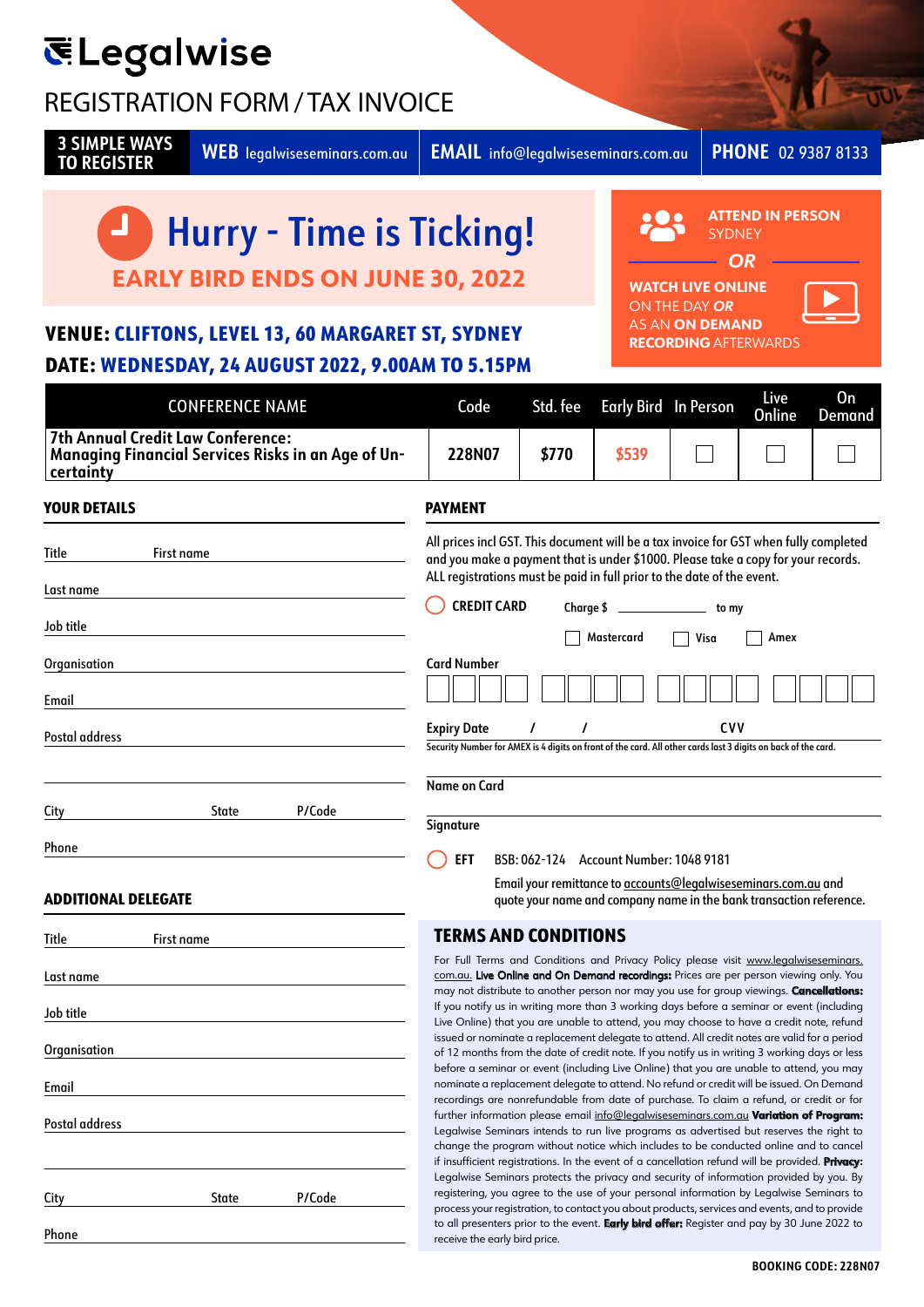# Legalwise

## REGISTRATION FORM / TAX INVOICE

| 3 SIMPLE WAYS TO REGISTER | WEB legalwiseseminars.com.au | EMAIL info@legalwiseseminars.com.au | PHONE 02 9387 8133 |
|---|---|---|---|

## Hurry - Time is Ticking!

**EARLY BIRD ENDS ON JUNE 30, 2022**

**ATTEND IN PERSON** SYDNEY

**OR**

**WATCH LIVE ONLINE** ON THE DAY ***OR*** AS AN **ON DEMAND RECORDING** AFTERWARDS

**VENUE: CLIFTONS, LEVEL 13, 60 MARGARET ST, SYDNEY**

**DATE: WEDNESDAY, 24 AUGUST 2022, 9.00AM TO 5.15PM**

| CONFERENCE NAME | Code | Std. fee | Early Bird | In Person | Live Online | On Demand |
|---|---|---|---|---|---|---|
| 7th Annual Credit Law Conference: Managing Financial Services Risks in an Age of Uncertainty | 228N07 | $770 | $539 | ☐ | ☐ | ☐ |

### YOUR DETAILS

Title ______ First name ______

Last name ______

Job title ______

Organisation ______

Email ______

Postal address ______

City ______ State ______ P/Code ______

Phone ______

### ADDITIONAL DELEGATE

Title ______ First name ______

Last name ______

Job title ______

Organisation ______

Email ______

Postal address ______

City ______ State ______ P/Code ______

Phone ______

### PAYMENT

All prices incl GST. This document will be a tax invoice for GST when fully completed and you make a payment that is under $1000. Please take a copy for your records. ALL registrations must be paid in full prior to the date of the event.

○ **CREDIT CARD** Charge $ ______ to my ☐ Mastercard ☐ Visa ☐ Amex

Card Number ☐☐☐☐ ☐☐☐☐ ☐☐☐☐ ☐☐☐☐

Expiry Date / / CVV

Security Number for AMEX is 4 digits on front of the card. All other cards last 3 digits on back of the card.

Name on Card ______

Signature ______

○ **EFT** BSB: 062-124 Account Number: 1048 9181

Email your remittance to accounts@legalwiseseminars.com.au and quote your name and company name in the bank transaction reference.

### TERMS AND CONDITIONS

For Full Terms and Conditions and Privacy Policy please visit www.legalwiseseminars.com.au. **Live Online and On Demand recordings:** Prices are per person viewing only. You may not distribute to another person nor may you use for group viewings. **Cancellations:** If you notify us in writing more than 3 working days before a seminar or event (including Live Online) that you are unable to attend, you may choose to have a credit note, refund issued or nominate a replacement delegate to attend. All credit notes are valid for a period of 12 months from the date of credit note. If you notify us in writing 3 working days or less before a seminar or event (including Live Online) that you are unable to attend, you may nominate a replacement delegate to attend. No refund or credit will be issued. On Demand recordings are nonrefundable from date of purchase. To claim a refund, or credit or for further information please email info@legalwiseseminars.com.au **Variation of Program:** Legalwise Seminars intends to run live programs as advertised but reserves the right to change the program without notice which includes to be conducted online and to cancel if insufficient registrations. In the event of a cancellation refund will be provided. **Privacy:** Legalwise Seminars protects the privacy and security of information provided by you. By registering, you agree to the use of your personal information by Legalwise Seminars to process your registration, to contact you about products, services and events, and to provide to all presenters prior to the event. **Early bird offer:** Register and pay by 30 June 2022 to receive the early bird price.

**BOOKING CODE: 228N07**